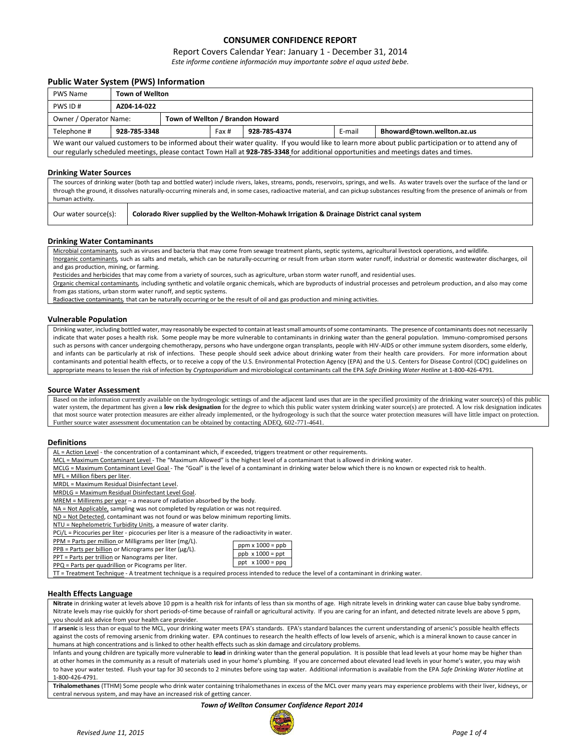# CONSUMER CONFIDENCE REPORT

Report Covers Calendar Year: January 1 - December 31, 2014

*Este informe contiene información muy importante sobre el aqua usted bebe.*

## Public Water System (PWS) Information

| PWS Name | **Town of Wellton** | | | | | |
|---|---|---|---|---|---|---|
| PWS ID # | **AZ04-14-022** | | | | | |
| Owner / Operator Name: | | **Town of Wellton / Brandon Howard** | | | | |
| Telephone # | **928-785-3348** | Fax # | **928-785-4374** | E-mail | **Bhoward@town.wellton.az.us** | |

We want our valued customers to be informed about their water quality. If you would like to learn more about public participation or to attend any of our regularly scheduled meetings, please contact Town Hall at **928-785-3348** for additional opportunities and meetings dates and times.

## Drinking Water Sources

The sources of drinking water (both tap and bottled water) include rivers, lakes, streams, ponds, reservoirs, springs, and wells. As water travels over the surface of the land or through the ground, it dissolves naturally-occurring minerals and, in some cases, radioactive material, and can pickup substances resulting from the presence of animals or from human activity.

| Our water source(s): | **Colorado River supplied by the Wellton-Mohawk Irrigation & Drainage District canal system** |
|---|---|

## Drinking Water Contaminants

Microbial contaminants, such as viruses and bacteria that may come from sewage treatment plants, septic systems, agricultural livestock operations, and wildlife.

Inorganic contaminants, such as salts and metals, which can be naturally-occurring or result from urban storm water runoff, industrial or domestic wastewater discharges, oil and gas production, mining, or farming.

Pesticides and herbicides that may come from a variety of sources, such as agriculture, urban storm water runoff, and residential uses.

Organic chemical contaminants, including synthetic and volatile organic chemicals, which are byproducts of industrial processes and petroleum production, and also may come from gas stations, urban storm water runoff, and septic systems.

Radioactive contaminants, that can be naturally occurring or be the result of oil and gas production and mining activities.

## Vulnerable Population

Drinking water, including bottled water, may reasonably be expected to contain at least small amounts of some contaminants. The presence of contaminants does not necessarily indicate that water poses a health risk. Some people may be more vulnerable to contaminants in drinking water than the general population. Immuno-compromised persons such as persons with cancer undergoing chemotherapy, persons who have undergone organ transplants, people with HIV-AIDS or other immune system disorders, some elderly, and infants can be particularly at risk of infections. These people should seek advice about drinking water from their health care providers. For more information about contaminants and potential health effects, or to receive a copy of the U.S. Environmental Protection Agency (EPA) and the U.S. Centers for Disease Control (CDC) guidelines on appropriate means to lessen the risk of infection by *Cryptosporidium* and microbiological contaminants call the EPA *Safe Drinking Water Hotline* at 1-800-426-4791.

## Source Water Assessment

Based on the information currently available on the hydrogeologic settings of and the adjacent land uses that are in the specified proximity of the drinking water source(s) of this public water system, the department has given a **low risk designation** for the degree to which this public water system drinking water source(s) are protected. A low risk designation indicates that most source water protection measures are either already implemented, or the hydrogeology is such that the source water protection measures will have little impact on protection. Further source water assessment documentation can be obtained by contacting ADEQ, 602-771-4641.

## Definitions

AL = Action Level - the concentration of a contaminant which, if exceeded, triggers treatment or other requirements.

MCL = Maximum Contaminant Level - The "Maximum Allowed" is the highest level of a contaminant that is allowed in drinking water.

MCLG = Maximum Contaminant Level Goal - The "Goal" is the level of a contaminant in drinking water below which there is no known or expected risk to health.

MFL = Million fibers per liter.

MRDL = Maximum Residual Disinfectant Level.

MRDLG = Maximum Residual Disinfectant Level Goal.

MREM = Millirems per year – a measure of radiation absorbed by the body.

NA = Not Applicable, sampling was not completed by regulation or was not required.

ND = Not Detected, contaminant was not found or was below minimum reporting limits.

NTU = Nephelometric Turbidity Units, a measure of water clarity.

PCi/L = Picocuries per liter - picocuries per liter is a measure of the radioactivity in water.

PPM = Parts per million or Milligrams per liter (mg/L).

PPB = Parts per billion or Micrograms per liter (μg/L).

PPT = Parts per trillion or Nanograms per liter.

PPQ = Parts per quadrillion or Picograms per liter.

| ppm x 1000 = ppb |
|---|
| ppb x 1000 = ppt |
| ppt x 1000 = ppq |

TT = Treatment Technique - A treatment technique is a required process intended to reduce the level of a contaminant in drinking water.

## Health Effects Language

**Nitrate** in drinking water at levels above 10 ppm is a health risk for infants of less than six months of age. High nitrate levels in drinking water can cause blue baby syndrome. Nitrate levels may rise quickly for short periods-of-time because of rainfall or agricultural activity. If you are caring for an infant, and detected nitrate levels are above 5 ppm, you should ask advice from your health care provider.

If **arsenic** is less than or equal to the MCL, your drinking water meets EPA's standards. EPA's standard balances the current understanding of arsenic's possible health effects against the costs of removing arsenic from drinking water. EPA continues to research the health effects of low levels of arsenic, which is a mineral known to cause cancer in humans at high concentrations and is linked to other health effects such as skin damage and circulatory problems.

Infants and young children are typically more vulnerable to **lead** in drinking water than the general population. It is possible that lead levels at your home may be higher than at other homes in the community as a result of materials used in your home's plumbing. If you are concerned about elevated lead levels in your home's water, you may wish to have your water tested. Flush your tap for 30 seconds to 2 minutes before using tap water. Additional information is available from the EPA *Safe Drinking Water Hotline* at 1-800-426-4791.

**Trihalomethanes** (TTHM) Some people who drink water containing trihalomethanes in excess of the MCL over many years may experience problems with their liver, kidneys, or central nervous system, and may have an increased risk of getting cancer.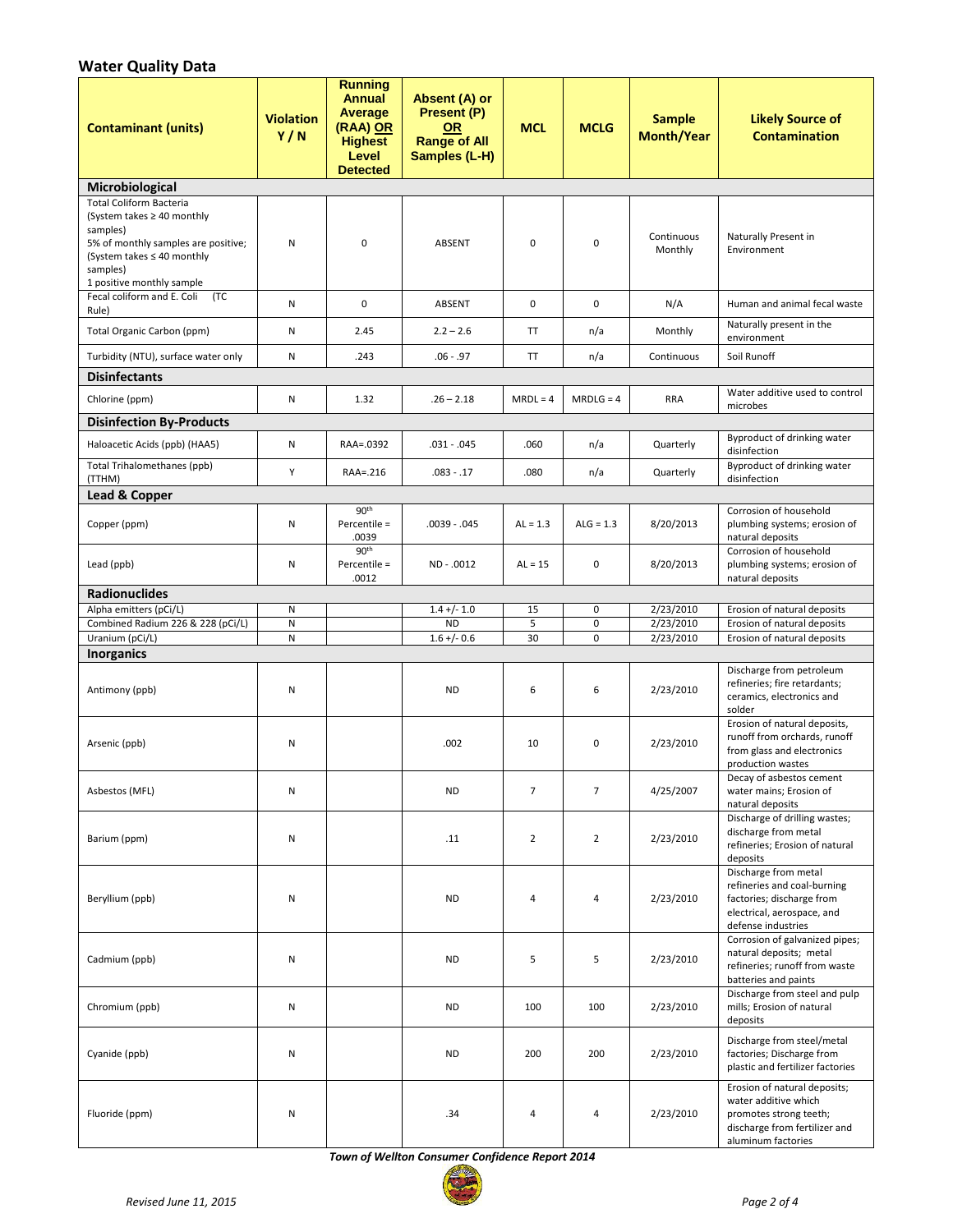## Water Quality Data

| Contaminant (units) | Violation Y / N | Running Annual Average (RAA) OR Highest Level Detected | Absent (A) or Present (P) OR Range of All Samples (L-H) | MCL | MCLG | Sample Month/Year | Likely Source of Contamination |
|---|---|---|---|---|---|---|---|
| **Microbiological** | | | | | | | |
| Total Coliform Bacteria (System takes ≥ 40 monthly samples) 5% of monthly samples are positive; (System takes ≤ 40 monthly samples) 1 positive monthly sample | N | 0 | ABSENT | 0 | 0 | Continuous Monthly | Naturally Present in Environment |
| Fecal coliform and E. Coli (TC Rule) | N | 0 | ABSENT | 0 | 0 | N/A | Human and animal fecal waste |
| Total Organic Carbon (ppm) | N | 2.45 | 2.2 – 2.6 | TT | n/a | Monthly | Naturally present in the environment |
| Turbidity (NTU), surface water only | N | .243 | .06 - .97 | TT | n/a | Continuous | Soil Runoff |
| **Disinfectants** | | | | | | | |
| Chlorine (ppm) | N | 1.32 | .26 – 2.18 | MRDL = 4 | MRDLG = 4 | RRA | Water additive used to control microbes |
| **Disinfection By-Products** | | | | | | | |
| Haloacetic Acids (ppb) (HAA5) | N | RAA=.0392 | .031 - .045 | .060 | n/a | Quarterly | Byproduct of drinking water disinfection |
| Total Trihalomethanes (ppb) (TTHM) | Y | RAA=.216 | .083 - .17 | .080 | n/a | Quarterly | Byproduct of drinking water disinfection |
| **Lead & Copper** | | | | | | | |
| Copper (ppm) | N | 90th Percentile = .0039 | .0039 - .045 | AL = 1.3 | ALG = 1.3 | 8/20/2013 | Corrosion of household plumbing systems; erosion of natural deposits |
| Lead (ppb) | N | 90th Percentile = .0012 | ND - .0012 | AL = 15 | 0 | 8/20/2013 | Corrosion of household plumbing systems; erosion of natural deposits |
| **Radionuclides** | | | | | | | |
| Alpha emitters (pCi/L) | N | | 1.4 +/- 1.0 | 15 | 0 | 2/23/2010 | Erosion of natural deposits |
| Combined Radium 226 & 228 (pCi/L) | N | | ND | 5 | 0 | 2/23/2010 | Erosion of natural deposits |
| Uranium (pCi/L) | N | | 1.6 +/- 0.6 | 30 | 0 | 2/23/2010 | Erosion of natural deposits |
| **Inorganics** | | | | | | | |
| Antimony (ppb) | N | | ND | 6 | 6 | 2/23/2010 | Discharge from petroleum refineries; fire retardants; ceramics, electronics and solder |
| Arsenic (ppb) | N | | .002 | 10 | 0 | 2/23/2010 | Erosion of natural deposits, runoff from orchards, runoff from glass and electronics production wastes |
| Asbestos (MFL) | N | | ND | 7 | 7 | 4/25/2007 | Decay of asbestos cement water mains; Erosion of natural deposits |
| Barium (ppm) | N | | .11 | 2 | 2 | 2/23/2010 | Discharge of drilling wastes; discharge from metal refineries; Erosion of natural deposits |
| Beryllium (ppb) | N | | ND | 4 | 4 | 2/23/2010 | Discharge from metal refineries and coal-burning factories; discharge from electrical, aerospace, and defense industries |
| Cadmium (ppb) | N | | ND | 5 | 5 | 2/23/2010 | Corrosion of galvanized pipes; natural deposits; metal refineries; runoff from waste batteries and paints |
| Chromium (ppb) | N | | ND | 100 | 100 | 2/23/2010 | Discharge from steel and pulp mills; Erosion of natural deposits |
| Cyanide (ppb) | N | | ND | 200 | 200 | 2/23/2010 | Discharge from steel/metal factories; Discharge from plastic and fertilizer factories |
| Fluoride (ppm) | N | | .34 | 4 | 4 | 2/23/2010 | Erosion of natural deposits; water additive which promotes strong teeth; discharge from fertilizer and aluminum factories |

***Town of Wellton Consumer Confidence Report 2014***

*Revised June 11, 2015*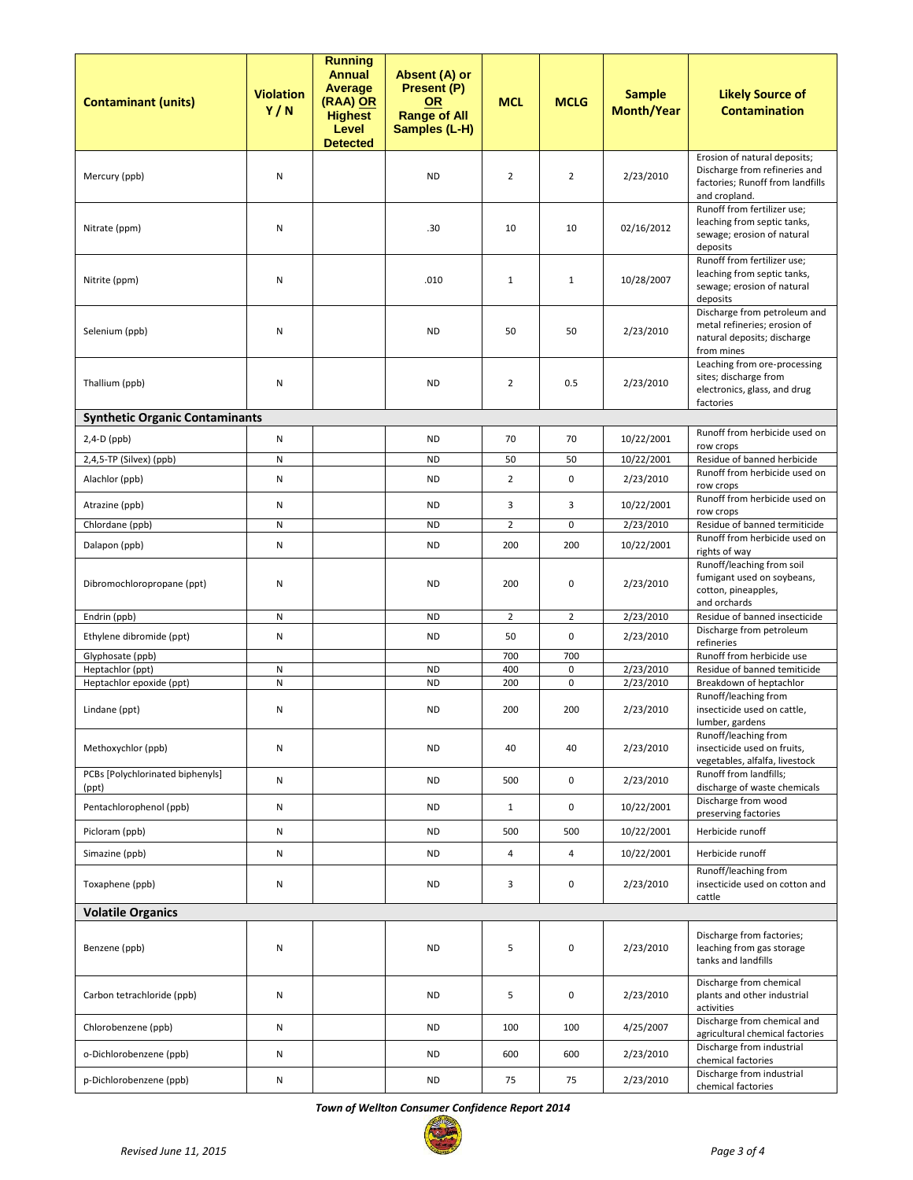| Contaminant (units) | Violation Y / N | Running Annual Average (RAA) OR Highest Level Detected | Absent (A) or Present (P) OR Range of All Samples (L-H) | MCL | MCLG | Sample Month/Year | Likely Source of Contamination |
|---|---|---|---|---|---|---|---|
| Mercury (ppb) | N | | ND | 2 | 2 | 2/23/2010 | Erosion of natural deposits; Discharge from refineries and factories; Runoff from landfills and cropland. |
| Nitrate (ppm) | N | | .30 | 10 | 10 | 02/16/2012 | Runoff from fertilizer use; leaching from septic tanks, sewage; erosion of natural deposits |
| Nitrite (ppm) | N | | .010 | 1 | 1 | 10/28/2007 | Runoff from fertilizer use; leaching from septic tanks, sewage; erosion of natural deposits |
| Selenium (ppb) | N | | ND | 50 | 50 | 2/23/2010 | Discharge from petroleum and metal refineries; erosion of natural deposits; discharge from mines |
| Thallium (ppb) | N | | ND | 2 | 0.5 | 2/23/2010 | Leaching from ore-processing sites; discharge from electronics, glass, and drug factories |
| **Synthetic Organic Contaminants** | | | | | | | |
| 2,4-D (ppb) | N | | ND | 70 | 70 | 10/22/2001 | Runoff from herbicide used on row crops |
| 2,4,5-TP (Silvex) (ppb) | N | | ND | 50 | 50 | 10/22/2001 | Residue of banned herbicide |
| Alachlor (ppb) | N | | ND | 2 | 0 | 2/23/2010 | Runoff from herbicide used on row crops |
| Atrazine (ppb) | N | | ND | 3 | 3 | 10/22/2001 | Runoff from herbicide used on row crops |
| Chlordane (ppb) | N | | ND | 2 | 0 | 2/23/2010 | Residue of banned termiticide |
| Dalapon (ppb) | N | | ND | 200 | 200 | 10/22/2001 | Runoff from herbicide used on rights of way |
| Dibromochloropropane (ppt) | N | | ND | 200 | 0 | 2/23/2010 | Runoff/leaching from soil fumigant used on soybeans, cotton, pineapples, and orchards |
| Endrin (ppb) | N | | ND | 2 | 2 | 2/23/2010 | Residue of banned insecticide |
| Ethylene dibromide (ppt) | N | | ND | 50 | 0 | 2/23/2010 | Discharge from petroleum refineries |
| Glyphosate (ppb) | | | | 700 | 700 | | Runoff from herbicide use |
| Heptachlor (ppt) | N | | ND | 400 | 0 | 2/23/2010 | Residue of banned temiticide |
| Heptachlor epoxide (ppt) | N | | ND | 200 | 0 | 2/23/2010 | Breakdown of heptachlor |
| Lindane (ppt) | N | | ND | 200 | 200 | 2/23/2010 | Runoff/leaching from insecticide used on cattle, lumber, gardens |
| Methoxychlor (ppb) | N | | ND | 40 | 40 | 2/23/2010 | Runoff/leaching from insecticide used on fruits, vegetables, alfalfa, livestock |
| PCBs [Polychlorinated biphenyls] (ppt) | N | | ND | 500 | 0 | 2/23/2010 | Runoff from landfills; discharge of waste chemicals |
| Pentachlorophenol (ppb) | N | | ND | 1 | 0 | 10/22/2001 | Discharge from wood preserving factories |
| Picloram (ppb) | N | | ND | 500 | 500 | 10/22/2001 | Herbicide runoff |
| Simazine (ppb) | N | | ND | 4 | 4 | 10/22/2001 | Herbicide runoff |
| Toxaphene (ppb) | N | | ND | 3 | 0 | 2/23/2010 | Runoff/leaching from insecticide used on cotton and cattle |
| **Volatile Organics** | | | | | | | |
| Benzene (ppb) | N | | ND | 5 | 0 | 2/23/2010 | Discharge from factories; leaching from gas storage tanks and landfills |
| Carbon tetrachloride (ppb) | N | | ND | 5 | 0 | 2/23/2010 | Discharge from chemical plants and other industrial activities |
| Chlorobenzene (ppb) | N | | ND | 100 | 100 | 4/25/2007 | Discharge from chemical and agricultural chemical factories |
| o-Dichlorobenzene (ppb) | N | | ND | 600 | 600 | 2/23/2010 | Discharge from industrial chemical factories |
| p-Dichlorobenzene (ppb) | N | | ND | 75 | 75 | 2/23/2010 | Discharge from industrial chemical factories |

*Town of Wellton Consumer Confidence Report 2014*

*Revised June 11, 2015*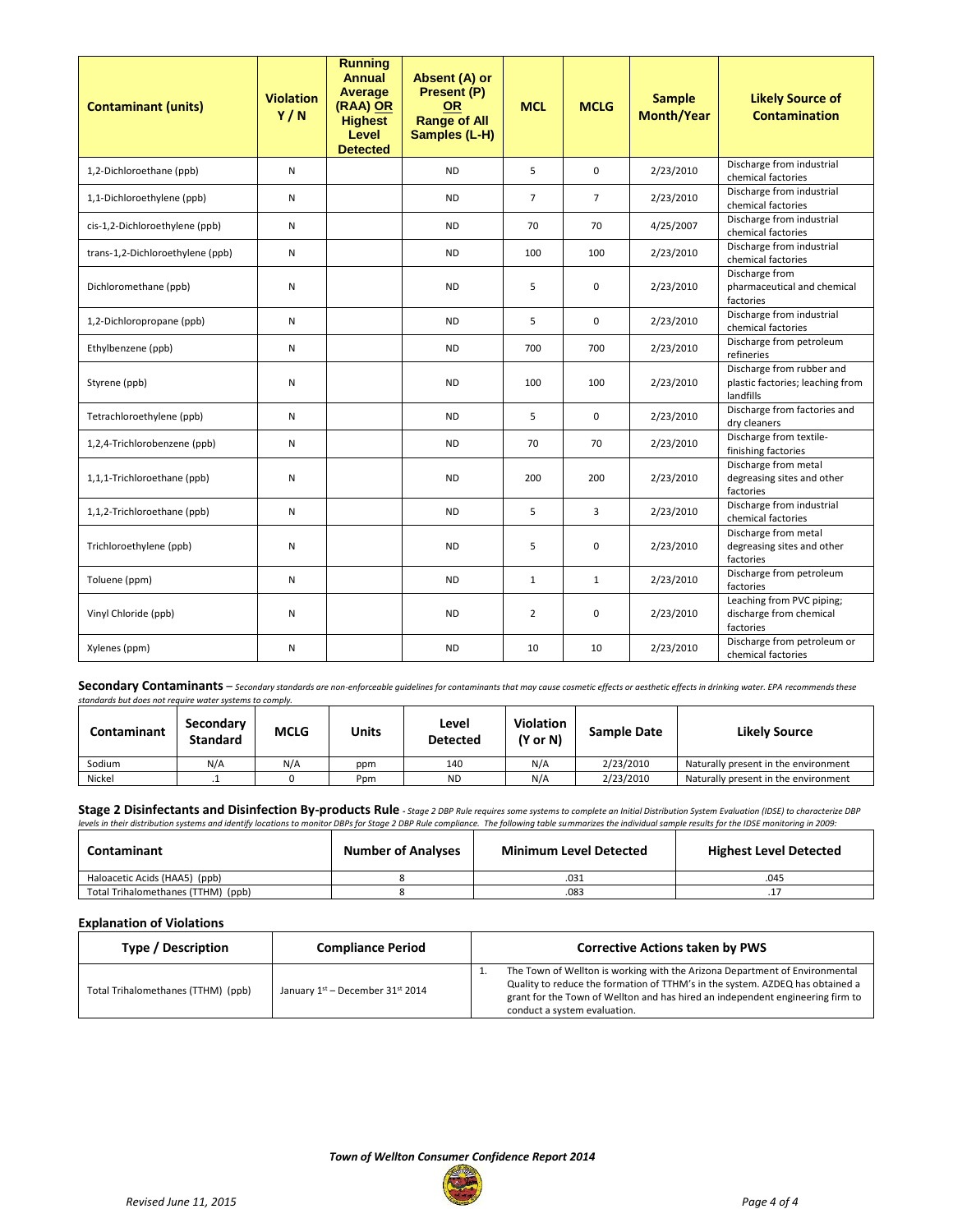| Contaminant (units) | Violation Y / N | Running Annual Average (RAA) OR Highest Level Detected | Absent (A) or Present (P) OR Range of All Samples (L-H) | MCL | MCLG | Sample Month/Year | Likely Source of Contamination |
|---|---|---|---|---|---|---|---|
| 1,2-Dichloroethane (ppb) | N | | ND | 5 | 0 | 2/23/2010 | Discharge from industrial chemical factories |
| 1,1-Dichloroethylene (ppb) | N | | ND | 7 | 7 | 2/23/2010 | Discharge from industrial chemical factories |
| cis-1,2-Dichloroethylene (ppb) | N | | ND | 70 | 70 | 4/25/2007 | Discharge from industrial chemical factories |
| trans-1,2-Dichloroethylene (ppb) | N | | ND | 100 | 100 | 2/23/2010 | Discharge from industrial chemical factories |
| Dichloromethane (ppb) | N | | ND | 5 | 0 | 2/23/2010 | Discharge from pharmaceutical and chemical factories |
| 1,2-Dichloropropane (ppb) | N | | ND | 5 | 0 | 2/23/2010 | Discharge from industrial chemical factories |
| Ethylbenzene (ppb) | N | | ND | 700 | 700 | 2/23/2010 | Discharge from petroleum refineries |
| Styrene (ppb) | N | | ND | 100 | 100 | 2/23/2010 | Discharge from rubber and plastic factories; leaching from landfills |
| Tetrachloroethylene (ppb) | N | | ND | 5 | 0 | 2/23/2010 | Discharge from factories and dry cleaners |
| 1,2,4-Trichlorobenzene (ppb) | N | | ND | 70 | 70 | 2/23/2010 | Discharge from textile-finishing factories |
| 1,1,1-Trichloroethane (ppb) | N | | ND | 200 | 200 | 2/23/2010 | Discharge from metal degreasing sites and other factories |
| 1,1,2-Trichloroethane (ppb) | N | | ND | 5 | 3 | 2/23/2010 | Discharge from industrial chemical factories |
| Trichloroethylene (ppb) | N | | ND | 5 | 0 | 2/23/2010 | Discharge from metal degreasing sites and other factories |
| Toluene (ppm) | N | | ND | 1 | 1 | 2/23/2010 | Discharge from petroleum factories |
| Vinyl Chloride (ppb) | N | | ND | 2 | 0 | 2/23/2010 | Leaching from PVC piping; discharge from chemical factories |
| Xylenes (ppm) | N | | ND | 10 | 10 | 2/23/2010 | Discharge from petroleum or chemical factories |

**Secondary Contaminants** – *Secondary standards are non-enforceable guidelines for contaminants that may cause cosmetic effects or aesthetic effects in drinking water. EPA recommends these standards but does not require water systems to comply.*

| Contaminant | Secondary Standard | MCLG | Units | Level Detected | Violation (Y or N) | Sample Date | Likely Source |
|---|---|---|---|---|---|---|---|
| Sodium | N/A | N/A | ppm | 140 | N/A | 2/23/2010 | Naturally present in the environment |
| Nickel | .1 | 0 | Ppm | ND | N/A | 2/23/2010 | Naturally present in the environment |

**Stage 2 Disinfectants and Disinfection By-products Rule** - *Stage 2 DBP Rule requires some systems to complete an Initial Distribution System Evaluation (IDSE) to characterize DBP levels in their distribution systems and identify locations to monitor DBPs for Stage 2 DBP Rule compliance. The following table summarizes the individual sample results for the IDSE monitoring in 2009:*

| Contaminant | Number of Analyses | Minimum Level Detected | Highest Level Detected |
|---|---|---|---|
| Haloacetic Acids (HAA5) (ppb) | 8 | .031 | .045 |
| Total Trihalomethanes (TTHM) (ppb) | 8 | .083 | .17 |

**Explanation of Violations**

| Type / Description | Compliance Period | Corrective Actions taken by PWS |
|---|---|---|
| Total Trihalomethanes (TTHM) (ppb) | January 1st – December 31st 2014 | 1. The Town of Wellton is working with the Arizona Department of Environmental Quality to reduce the formation of TTHM's in the system. AZDEQ has obtained a grant for the Town of Wellton and has hired an independent engineering firm to conduct a system evaluation. |

*Town of Wellton Consumer Confidence Report 2014*

*Revised June 11, 2015*